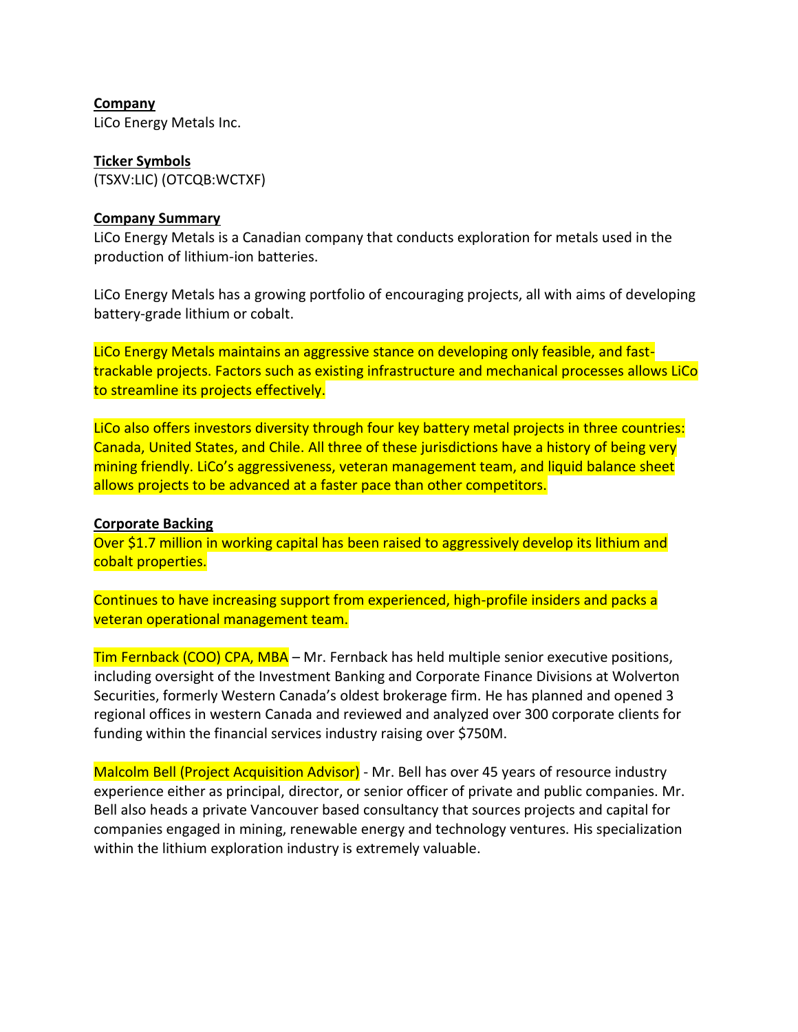**Company**
LiCo Energy Metals Inc.

**Ticker Symbols**
(TSXV:LIC) (OTCQB:WCTXF)

**Company Summary**
LiCo Energy Metals is a Canadian company that conducts exploration for metals used in the production of lithium-ion batteries.

LiCo Energy Metals has a growing portfolio of encouraging projects, all with aims of developing battery-grade lithium or cobalt.

LiCo Energy Metals maintains an aggressive stance on developing only feasible, and fast-trackable projects. Factors such as existing infrastructure and mechanical processes allows LiCo to streamline its projects effectively.

LiCo also offers investors diversity through four key battery metal projects in three countries: Canada, United States, and Chile. All three of these jurisdictions have a history of being very mining friendly. LiCo's aggressiveness, veteran management team, and liquid balance sheet allows projects to be advanced at a faster pace than other competitors.

**Corporate Backing**
Over $1.7 million in working capital has been raised to aggressively develop its lithium and cobalt properties.

Continues to have increasing support from experienced, high-profile insiders and packs a veteran operational management team.

Tim Fernback (COO) CPA, MBA – Mr. Fernback has held multiple senior executive positions, including oversight of the Investment Banking and Corporate Finance Divisions at Wolverton Securities, formerly Western Canada's oldest brokerage firm. He has planned and opened 3 regional offices in western Canada and reviewed and analyzed over 300 corporate clients for funding within the financial services industry raising over $750M.

Malcolm Bell (Project Acquisition Advisor) - Mr. Bell has over 45 years of resource industry experience either as principal, director, or senior officer of private and public companies. Mr. Bell also heads a private Vancouver based consultancy that sources projects and capital for companies engaged in mining, renewable energy and technology ventures. His specialization within the lithium exploration industry is extremely valuable.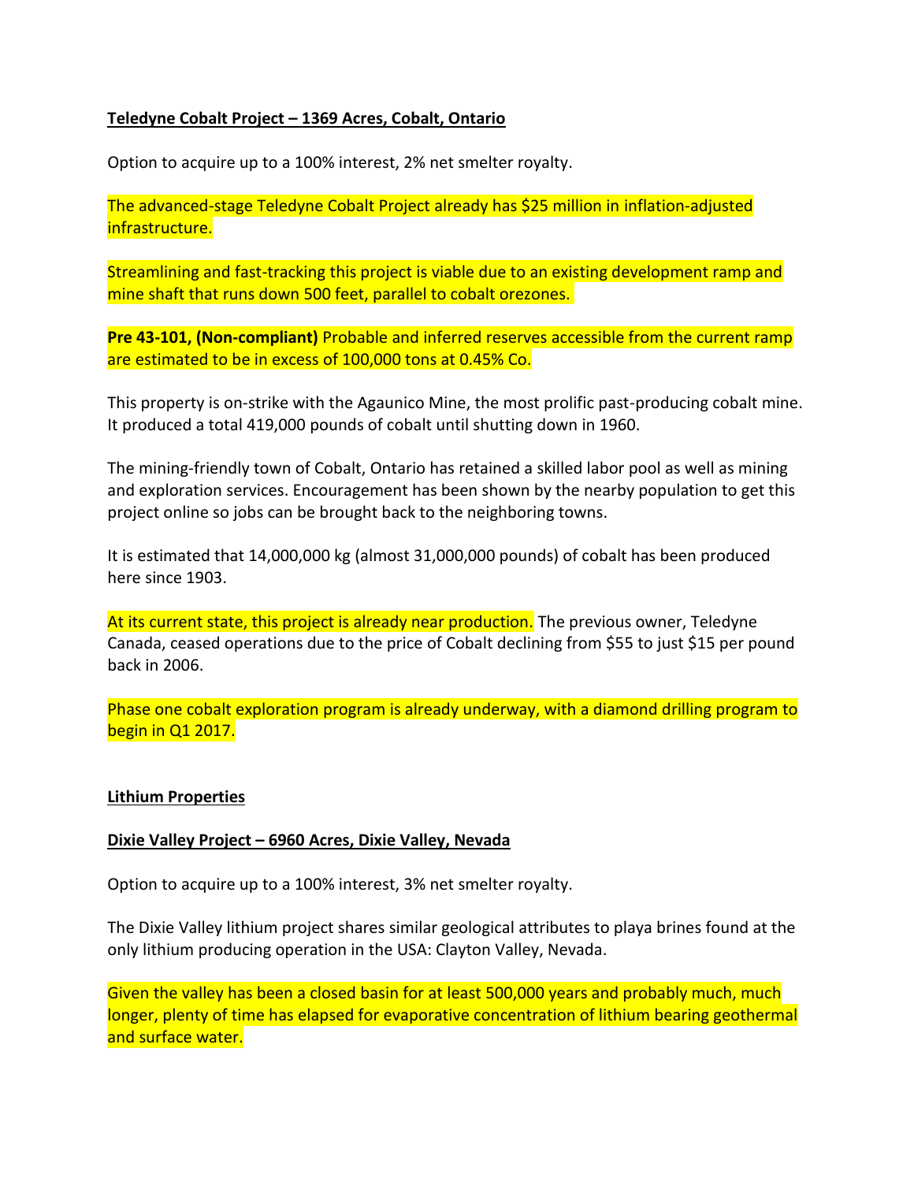**Teledyne Cobalt Project – 1369 Acres, Cobalt, Ontario**

Option to acquire up to a 100% interest, 2% net smelter royalty.

The advanced-stage Teledyne Cobalt Project already has $25 million in inflation-adjusted infrastructure.

Streamlining and fast-tracking this project is viable due to an existing development ramp and mine shaft that runs down 500 feet, parallel to cobalt orezones.

**Pre 43-101, (Non-compliant)** Probable and inferred reserves accessible from the current ramp are estimated to be in excess of 100,000 tons at 0.45% Co.

This property is on-strike with the Agaunico Mine, the most prolific past-producing cobalt mine. It produced a total 419,000 pounds of cobalt until shutting down in 1960.

The mining-friendly town of Cobalt, Ontario has retained a skilled labor pool as well as mining and exploration services. Encouragement has been shown by the nearby population to get this project online so jobs can be brought back to the neighboring towns.

It is estimated that 14,000,000 kg (almost 31,000,000 pounds) of cobalt has been produced here since 1903.

At its current state, this project is already near production. The previous owner, Teledyne Canada, ceased operations due to the price of Cobalt declining from $55 to just $15 per pound back in 2006.

Phase one cobalt exploration program is already underway, with a diamond drilling program to begin in Q1 2017.

**Lithium Properties**

**Dixie Valley Project – 6960 Acres, Dixie Valley, Nevada**

Option to acquire up to a 100% interest, 3% net smelter royalty.

The Dixie Valley lithium project shares similar geological attributes to playa brines found at the only lithium producing operation in the USA: Clayton Valley, Nevada.

Given the valley has been a closed basin for at least 500,000 years and probably much, much longer, plenty of time has elapsed for evaporative concentration of lithium bearing geothermal and surface water.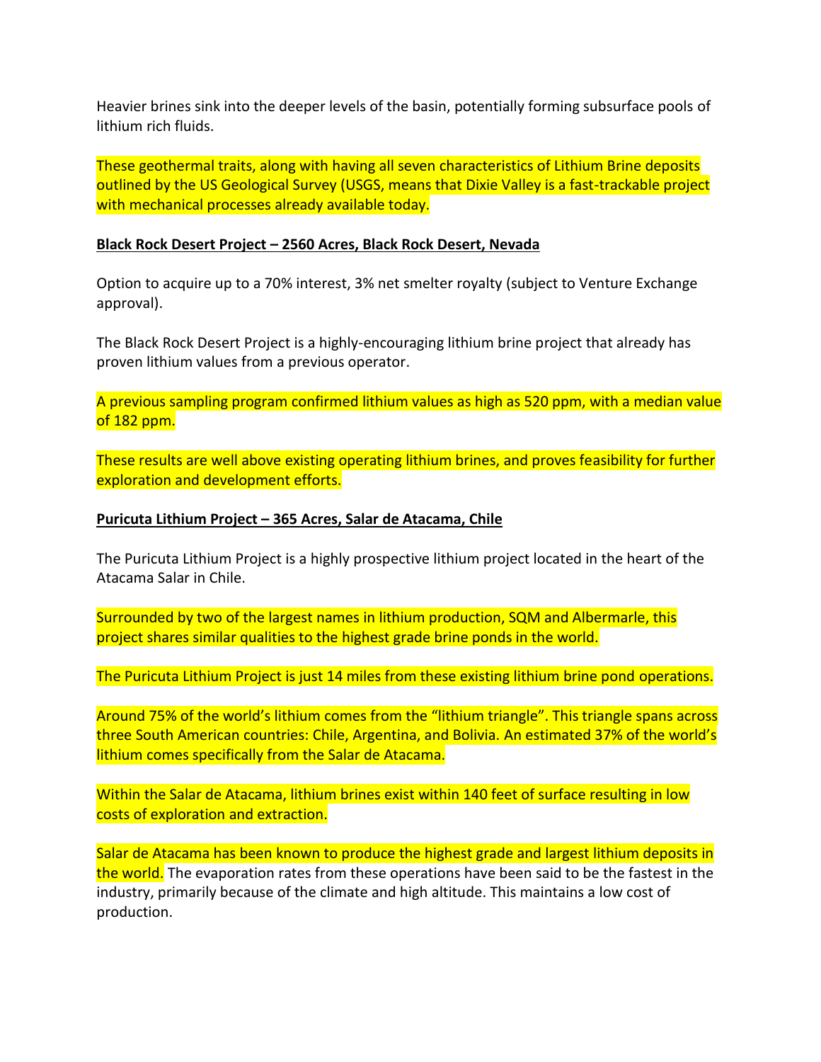Heavier brines sink into the deeper levels of the basin, potentially forming subsurface pools of lithium rich fluids.

These geothermal traits, along with having all seven characteristics of Lithium Brine deposits outlined by the US Geological Survey (USGS, means that Dixie Valley is a fast-trackable project with mechanical processes already available today.

**Black Rock Desert Project – 2560 Acres, Black Rock Desert, Nevada**

Option to acquire up to a 70% interest, 3% net smelter royalty (subject to Venture Exchange approval).

The Black Rock Desert Project is a highly-encouraging lithium brine project that already has proven lithium values from a previous operator.

A previous sampling program confirmed lithium values as high as 520 ppm, with a median value of 182 ppm.

These results are well above existing operating lithium brines, and proves feasibility for further exploration and development efforts.

**Puricuta Lithium Project – 365 Acres, Salar de Atacama, Chile**

The Puricuta Lithium Project is a highly prospective lithium project located in the heart of the Atacama Salar in Chile.

Surrounded by two of the largest names in lithium production, SQM and Albermarle, this project shares similar qualities to the highest grade brine ponds in the world.

The Puricuta Lithium Project is just 14 miles from these existing lithium brine pond operations.

Around 75% of the world's lithium comes from the "lithium triangle". This triangle spans across three South American countries: Chile, Argentina, and Bolivia. An estimated 37% of the world's lithium comes specifically from the Salar de Atacama.

Within the Salar de Atacama, lithium brines exist within 140 feet of surface resulting in low costs of exploration and extraction.

Salar de Atacama has been known to produce the highest grade and largest lithium deposits in the world. The evaporation rates from these operations have been said to be the fastest in the industry, primarily because of the climate and high altitude. This maintains a low cost of production.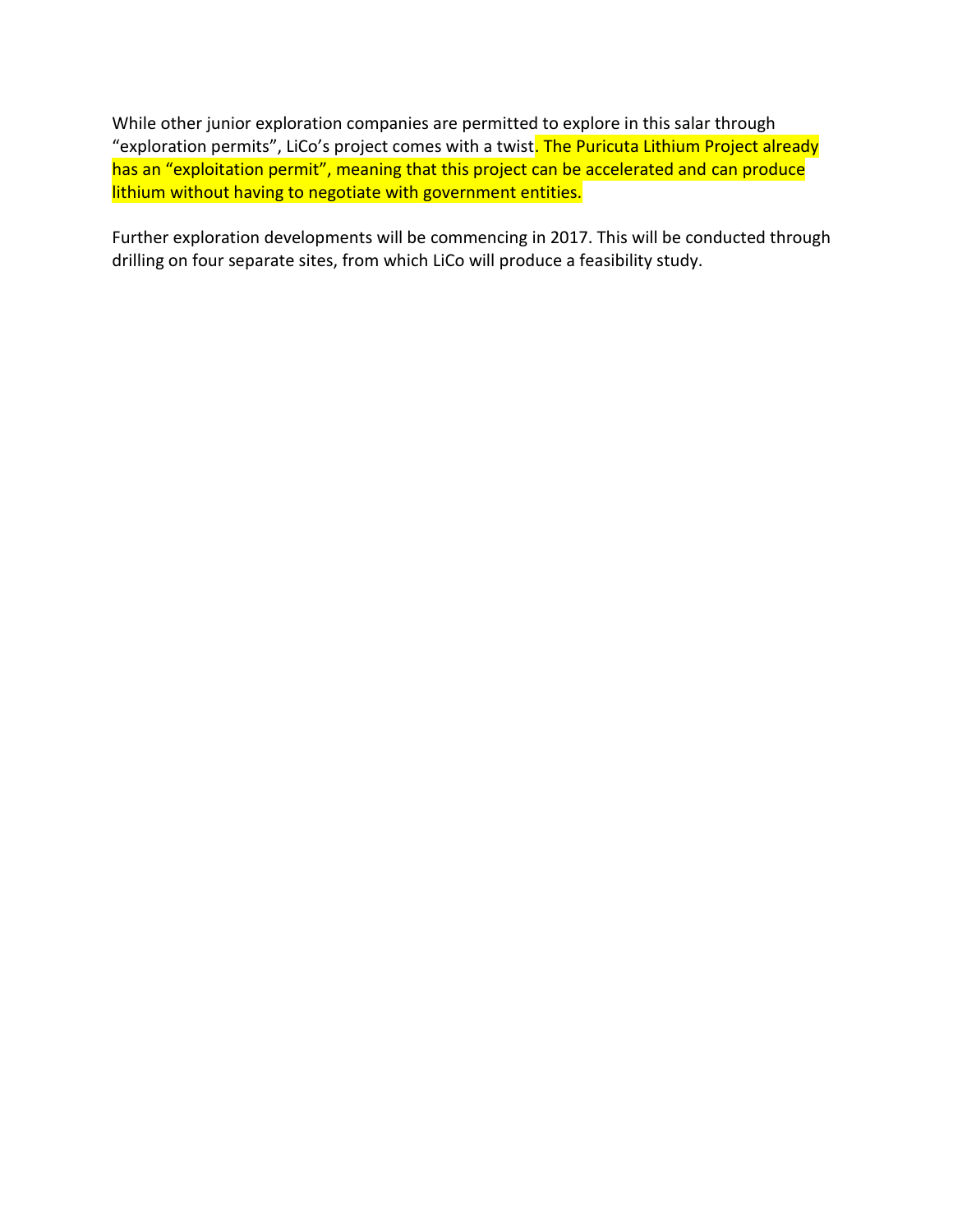While other junior exploration companies are permitted to explore in this salar through "exploration permits", LiCo's project comes with a twist. The Puricuta Lithium Project already has an "exploitation permit", meaning that this project can be accelerated and can produce lithium without having to negotiate with government entities.

Further exploration developments will be commencing in 2017. This will be conducted through drilling on four separate sites, from which LiCo will produce a feasibility study.